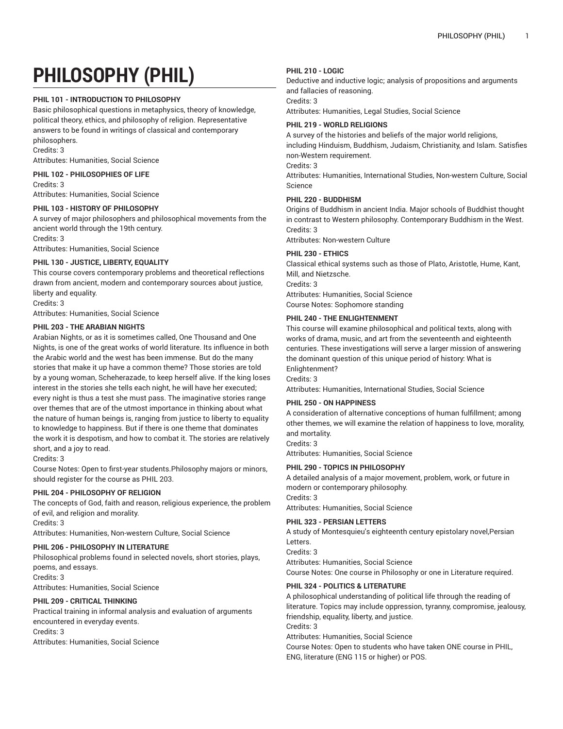# PHILOSOPHY (PHIL)

### PHIL 101 - INTRODUCTION TO PHILOSOPHY

Basic philosophical questions in metaphysics, theory of knowledge, political theory, ethics, and philosophy of religion. Representative answers to be found in writings of classical and contemporary philosophers.
Credits: 3
Attributes: Humanities, Social Science

### PHIL 102 - PHILOSOPHIES OF LIFE

Credits: 3
Attributes: Humanities, Social Science

### PHIL 103 - HISTORY OF PHILOSOPHY

A survey of major philosophers and philosophical movements from the ancient world through the 19th century.
Credits: 3
Attributes: Humanities, Social Science

### PHIL 130 - JUSTICE, LIBERTY, EQUALITY

This course covers contemporary problems and theoretical reflections drawn from ancient, modern and contemporary sources about justice, liberty and equality.
Credits: 3
Attributes: Humanities, Social Science

### PHIL 203 - THE ARABIAN NIGHTS

Arabian Nights, or as it is sometimes called, One Thousand and One Nights, is one of the great works of world literature. Its influence in both the Arabic world and the west has been immense. But do the many stories that make it up have a common theme? Those stories are told by a young woman, Scheherazade, to keep herself alive. If the king loses interest in the stories she tells each night, he will have her executed; every night is thus a test she must pass. The imaginative stories range over themes that are of the utmost importance in thinking about what the nature of human beings is, ranging from justice to liberty to equality to knowledge to happiness. But if there is one theme that dominates the work it is despotism, and how to combat it. The stories are relatively short, and a joy to read.
Credits: 3
Course Notes: Open to first-year students.Philosophy majors or minors, should register for the course as PHIL 203.

### PHIL 204 - PHILOSOPHY OF RELIGION

The concepts of God, faith and reason, religious experience, the problem of evil, and religion and morality.
Credits: 3
Attributes: Humanities, Non-western Culture, Social Science

### PHIL 206 - PHILOSOPHY IN LITERATURE

Philosophical problems found in selected novels, short stories, plays, poems, and essays.
Credits: 3
Attributes: Humanities, Social Science

### PHIL 209 - CRITICAL THINKING

Practical training in informal analysis and evaluation of arguments encountered in everyday events.
Credits: 3
Attributes: Humanities, Social Science

### PHIL 210 - LOGIC

Deductive and inductive logic; analysis of propositions and arguments and fallacies of reasoning.
Credits: 3
Attributes: Humanities, Legal Studies, Social Science

### PHIL 219 - WORLD RELIGIONS

A survey of the histories and beliefs of the major world religions, including Hinduism, Buddhism, Judaism, Christianity, and Islam. Satisfies non-Western requirement.
Credits: 3
Attributes: Humanities, International Studies, Non-western Culture, Social Science

### PHIL 220 - BUDDHISM

Origins of Buddhism in ancient India. Major schools of Buddhist thought in contrast to Western philosophy. Contemporary Buddhism in the West.
Credits: 3
Attributes: Non-western Culture

### PHIL 230 - ETHICS

Classical ethical systems such as those of Plato, Aristotle, Hume, Kant, Mill, and Nietzsche.
Credits: 3
Attributes: Humanities, Social Science
Course Notes: Sophomore standing

### PHIL 240 - THE ENLIGHTENMENT

This course will examine philosophical and political texts, along with works of drama, music, and art from the seventeenth and eighteenth centuries. These investigations will serve a larger mission of answering the dominant question of this unique period of history: What is Enlightenment?
Credits: 3
Attributes: Humanities, International Studies, Social Science

### PHIL 250 - ON HAPPINESS

A consideration of alternative conceptions of human fulfillment; among other themes, we will examine the relation of happiness to love, morality, and mortality.
Credits: 3
Attributes: Humanities, Social Science

### PHIL 290 - TOPICS IN PHILOSOPHY

A detailed analysis of a major movement, problem, work, or future in modern or contemporary philosophy.
Credits: 3
Attributes: Humanities, Social Science

### PHIL 323 - PERSIAN LETTERS

A study of Montesquieu's eighteenth century epistolary novel,Persian Letters.
Credits: 3
Attributes: Humanities, Social Science
Course Notes: One course in Philosophy or one in Literature required.

### PHIL 324 - POLITICS & LITERATURE

A philosophical understanding of political life through the reading of literature. Topics may include oppression, tyranny, compromise, jealousy, friendship, equality, liberty, and justice.
Credits: 3
Attributes: Humanities, Social Science
Course Notes: Open to students who have taken ONE course in PHIL, ENG, literature (ENG 115 or higher) or POS.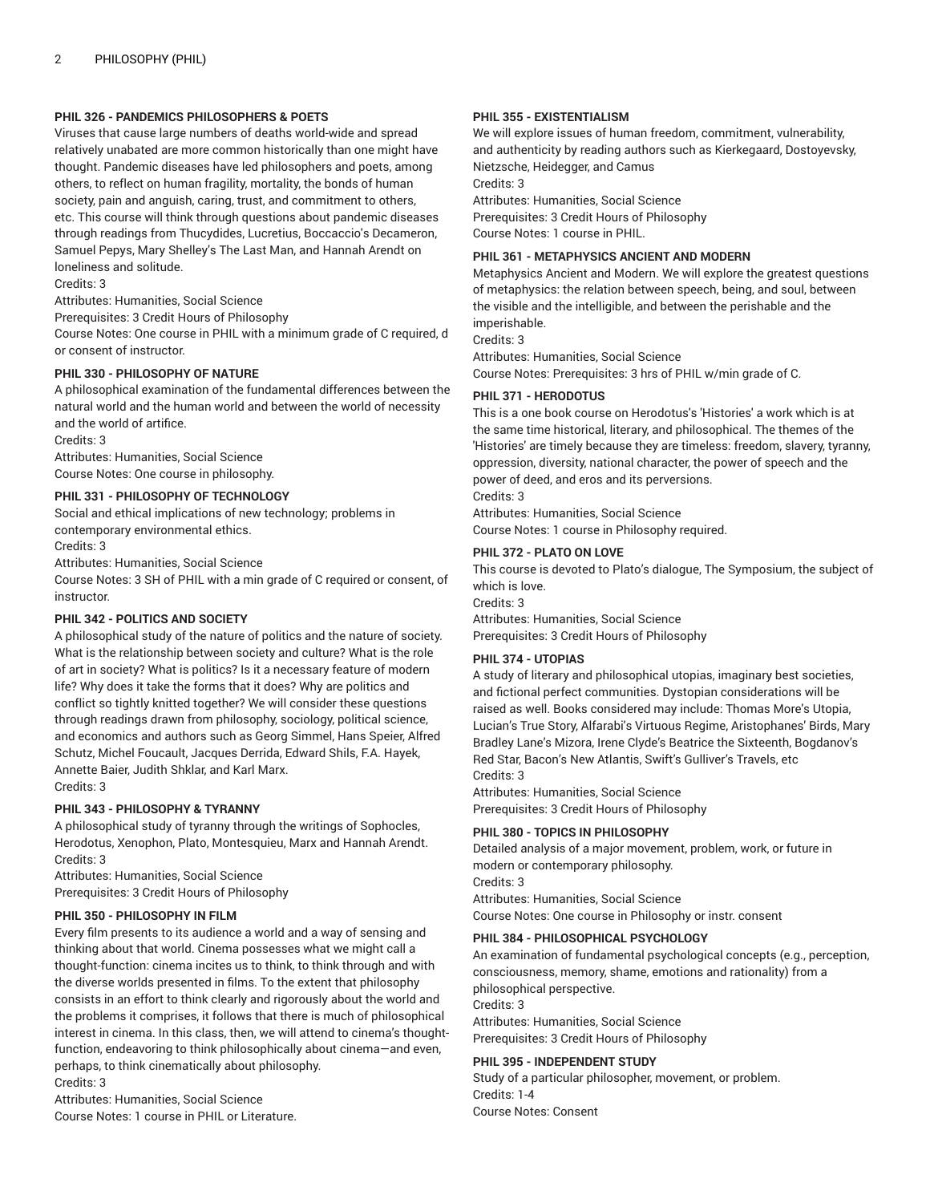#### PHIL 326 - PANDEMICS PHILOSOPHERS & POETS

Viruses that cause large numbers of deaths world-wide and spread relatively unabated are more common historically than one might have thought. Pandemic diseases have led philosophers and poets, among others, to reflect on human fragility, mortality, the bonds of human society, pain and anguish, caring, trust, and commitment to others, etc. This course will think through questions about pandemic diseases through readings from Thucydides, Lucretius, Boccaccio's Decameron, Samuel Pepys, Mary Shelley's The Last Man, and Hannah Arendt on loneliness and solitude.

Credits: 3

Attributes: Humanities, Social Science

Prerequisites: 3 Credit Hours of Philosophy

Course Notes: One course in PHIL with a minimum grade of C required, d or consent of instructor.

#### PHIL 330 - PHILOSOPHY OF NATURE

A philosophical examination of the fundamental differences between the natural world and the human world and between the world of necessity and the world of artifice.

Credits: 3

Attributes: Humanities, Social Science

Course Notes: One course in philosophy.

#### PHIL 331 - PHILOSOPHY OF TECHNOLOGY

Social and ethical implications of new technology; problems in contemporary environmental ethics.

Credits: 3

Attributes: Humanities, Social Science

Course Notes: 3 SH of PHIL with a min grade of C required or consent, of instructor.

#### PHIL 342 - POLITICS AND SOCIETY

A philosophical study of the nature of politics and the nature of society. What is the relationship between society and culture? What is the role of art in society? What is politics? Is it a necessary feature of modern life? Why does it take the forms that it does? Why are politics and conflict so tightly knitted together? We will consider these questions through readings drawn from philosophy, sociology, political science, and economics and authors such as Georg Simmel, Hans Speier, Alfred Schutz, Michel Foucault, Jacques Derrida, Edward Shils, F.A. Hayek, Annette Baier, Judith Shklar, and Karl Marx.

Credits: 3

#### PHIL 343 - PHILOSOPHY & TYRANNY

A philosophical study of tyranny through the writings of Sophocles, Herodotus, Xenophon, Plato, Montesquieu, Marx and Hannah Arendt.

Credits: 3

Attributes: Humanities, Social Science

Prerequisites: 3 Credit Hours of Philosophy

#### PHIL 350 - PHILOSOPHY IN FILM

Every film presents to its audience a world and a way of sensing and thinking about that world. Cinema possesses what we might call a thought-function: cinema incites us to think, to think through and with the diverse worlds presented in films. To the extent that philosophy consists in an effort to think clearly and rigorously about the world and the problems it comprises, it follows that there is much of philosophical interest in cinema. In this class, then, we will attend to cinema's thought-function, endeavoring to think philosophically about cinema—and even, perhaps, to think cinematically about philosophy.

Credits: 3

Attributes: Humanities, Social Science

Course Notes: 1 course in PHIL or Literature.

#### PHIL 355 - EXISTENTIALISM

We will explore issues of human freedom, commitment, vulnerability, and authenticity by reading authors such as Kierkegaard, Dostoyevsky, Nietzsche, Heidegger, and Camus

Credits: 3

Attributes: Humanities, Social Science

Prerequisites: 3 Credit Hours of Philosophy

Course Notes: 1 course in PHIL.

#### PHIL 361 - METAPHYSICS ANCIENT AND MODERN

Metaphysics Ancient and Modern. We will explore the greatest questions of metaphysics: the relation between speech, being, and soul, between the visible and the intelligible, and between the perishable and the imperishable.

Credits: 3

Attributes: Humanities, Social Science

Course Notes: Prerequisites: 3 hrs of PHIL w/min grade of C.

#### PHIL 371 - HERODOTUS

This is a one book course on Herodotus's 'Histories' a work which is at the same time historical, literary, and philosophical. The themes of the 'Histories' are timely because they are timeless: freedom, slavery, tyranny, oppression, diversity, national character, the power of speech and the power of deed, and eros and its perversions.

Credits: 3

Attributes: Humanities, Social Science

Course Notes: 1 course in Philosophy required.

#### PHIL 372 - PLATO ON LOVE

This course is devoted to Plato's dialogue, The Symposium, the subject of which is love.

Credits: 3

Attributes: Humanities, Social Science

Prerequisites: 3 Credit Hours of Philosophy

#### PHIL 374 - UTOPIAS

A study of literary and philosophical utopias, imaginary best societies, and fictional perfect communities. Dystopian considerations will be raised as well. Books considered may include: Thomas More's Utopia, Lucian's True Story, Alfarabi's Virtuous Regime, Aristophanes' Birds, Mary Bradley Lane's Mizora, Irene Clyde's Beatrice the Sixteenth, Bogdanov's Red Star, Bacon's New Atlantis, Swift's Gulliver's Travels, etc

Credits: 3

Attributes: Humanities, Social Science

Prerequisites: 3 Credit Hours of Philosophy

#### PHIL 380 - TOPICS IN PHILOSOPHY

Detailed analysis of a major movement, problem, work, or future in modern or contemporary philosophy.

Credits: 3

Attributes: Humanities, Social Science

Course Notes: One course in Philosophy or instr. consent

#### PHIL 384 - PHILOSOPHICAL PSYCHOLOGY

An examination of fundamental psychological concepts (e.g., perception, consciousness, memory, shame, emotions and rationality) from a philosophical perspective.

Credits: 3

Attributes: Humanities, Social Science

Prerequisites: 3 Credit Hours of Philosophy

#### PHIL 395 - INDEPENDENT STUDY

Study of a particular philosopher, movement, or problem.

Credits: 1-4

Course Notes: Consent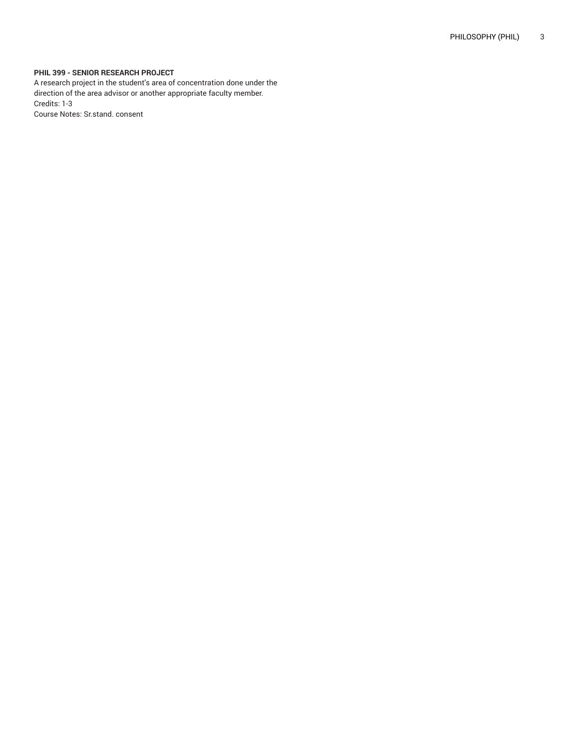**PHIL 399 - SENIOR RESEARCH PROJECT**

A research project in the student's area of concentration done under the direction of the area advisor or another appropriate faculty member.

Credits: 1-3

Course Notes: Sr.stand. consent